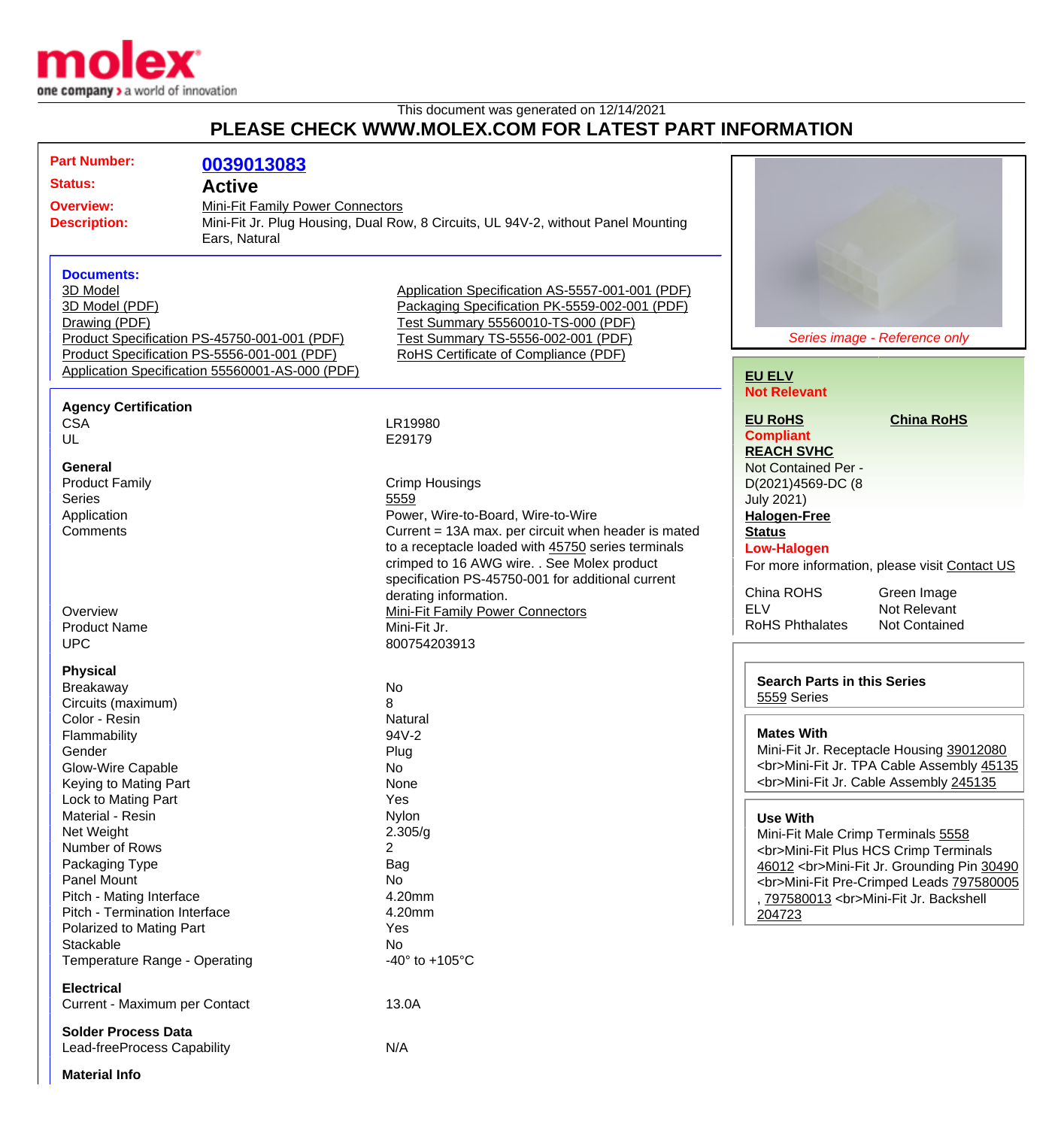This document was generated on 12/14/2021

## PLEASE CHECK WWW.MOLEX.COM FOR LATEST PART INFORMATION

**Part Number:** 0039013083

**Status:** Active

**Overview:** Mini-Fit Family Power Connectors

**Description:** Mini-Fit Jr. Plug Housing, Dual Row, 8 Circuits, UL 94V-2, without Panel Mounting Ears, Natural

**Documents:**

- 3D Model
- 3D Model (PDF)
- Drawing (PDF)
- Product Specification PS-45750-001-001 (PDF)
- Product Specification PS-5556-001-001 (PDF)
- Application Specification 55560001-AS-000 (PDF)
- Application Specification AS-5557-001-001 (PDF)
- Packaging Specification PK-5559-002-001 (PDF)
- Test Summary 55560010-TS-000 (PDF)
- Test Summary TS-5556-002-001 (PDF)
- RoHS Certificate of Compliance (PDF)

*Series image - Reference only*

**EU ELV**
Not Relevant

**EU RoHS**
Compliant

**China RoHS**

**REACH SVHC**
Not Contained Per - D(2021)4569-DC (8 July 2021)

**Halogen-Free Status**
Low-Halogen

For more information, please visit Contact US

| | |
|---|---|
| China ROHS | Green Image |
| ELV | Not Relevant |
| RoHS Phthalates | Not Contained |

### Agency Certification

| | |
|---|---|
| CSA | LR19980 |
| UL | E29179 |

### General

| | |
|---|---|
| Product Family | Crimp Housings |
| Series | 5559 |
| Application | Power, Wire-to-Board, Wire-to-Wire |
| Comments | Current = 13A max. per circuit when header is mated to a receptacle loaded with 45750 series terminals crimped to 16 AWG wire. . See Molex product specification PS-45750-001 for additional current derating information. |
| Overview | Mini-Fit Family Power Connectors |
| Product Name | Mini-Fit Jr. |
| UPC | 800754203913 |

### Physical

| | |
|---|---|
| Breakaway | No |
| Circuits (maximum) | 8 |
| Color - Resin | Natural |
| Flammability | 94V-2 |
| Gender | Plug |
| Glow-Wire Capable | No |
| Keying to Mating Part | None |
| Lock to Mating Part | Yes |
| Material - Resin | Nylon |
| Net Weight | 2.305/g |
| Number of Rows | 2 |
| Packaging Type | Bag |
| Panel Mount | No |
| Pitch - Mating Interface | 4.20mm |
| Pitch - Termination Interface | 4.20mm |
| Polarized to Mating Part | Yes |
| Stackable | No |
| Temperature Range - Operating | -40° to +105°C |

### Electrical

| | |
|---|---|
| Current - Maximum per Contact | 13.0A |

### Solder Process Data

| | |
|---|---|
| Lead-freeProcess Capability | N/A |

### Material Info

**Search Parts in this Series**
5559 Series

**Mates With**
Mini-Fit Jr. Receptacle Housing 39012080 <br>Mini-Fit Jr. TPA Cable Assembly 45135 <br>Mini-Fit Jr. Cable Assembly 245135

**Use With**
Mini-Fit Male Crimp Terminals 5558 <br>Mini-Fit Plus HCS Crimp Terminals 46012 <br>Mini-Fit Jr. Grounding Pin 30490 <br>Mini-Fit Pre-Crimped Leads 797580005 , 797580013 <br>Mini-Fit Jr. Backshell 204723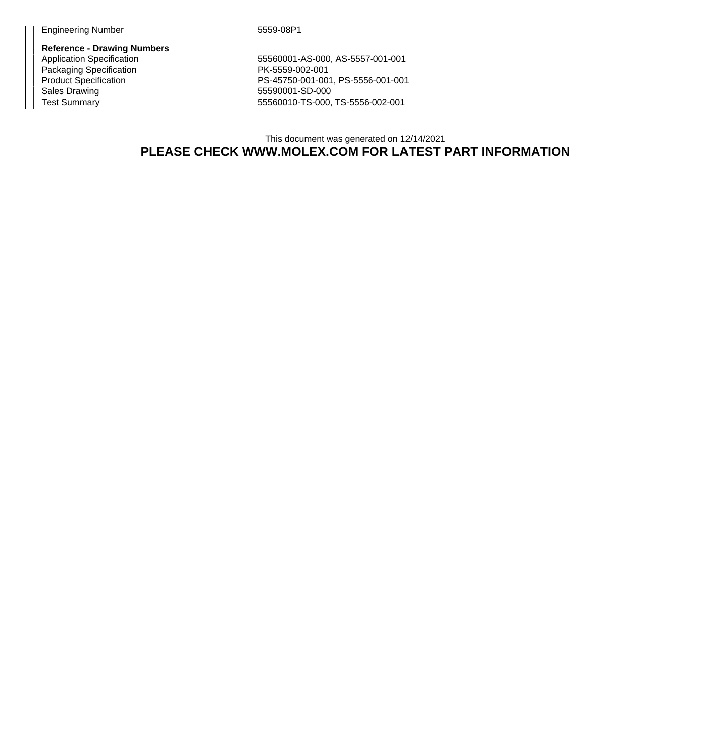| Engineering Number | 5559-08P1 |
| --- | --- |
| **Reference - Drawing Numbers** | |
| Application Specification | 55560001-AS-000, AS-5557-001-001 |
| Packaging Specification | PK-5559-002-001 |
| Product Specification | PS-45750-001-001, PS-5556-001-001 |
| Sales Drawing | 55590001-SD-000 |
| Test Summary | 55560010-TS-000, TS-5556-002-001 |

This document was generated on 12/14/2021

**PLEASE CHECK WWW.MOLEX.COM FOR LATEST PART INFORMATION**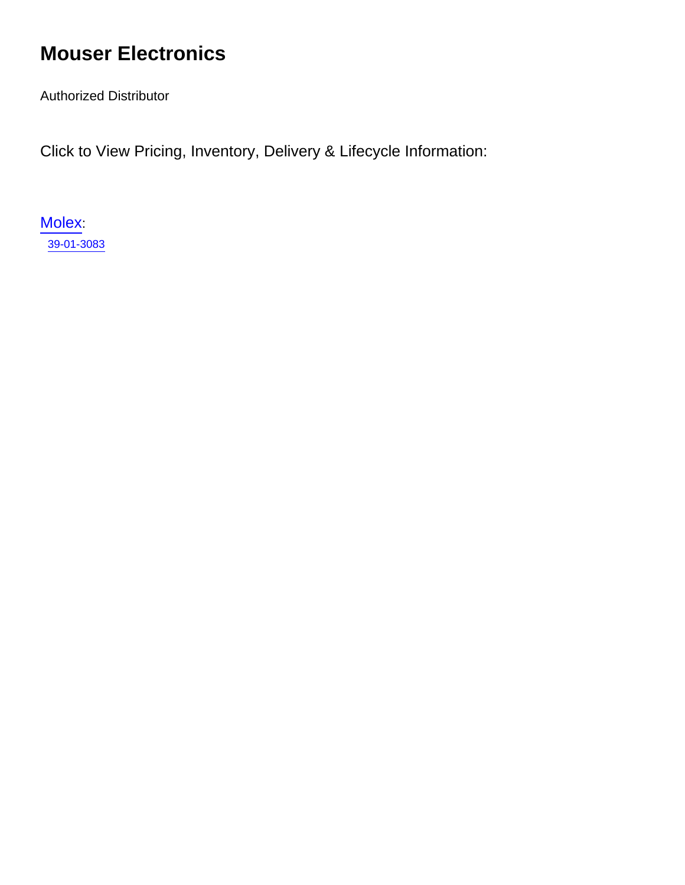# Mouser Electronics

Authorized Distributor

Click to View Pricing, Inventory, Delivery & Lifecycle Information:

Molex:

39-01-3083